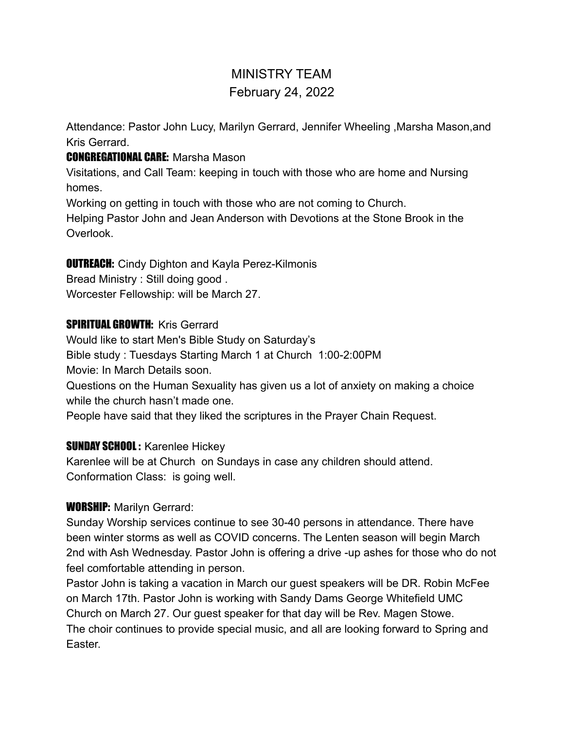# MINISTRY TEAM

February 24, 2022

Attendance: Pastor John Lucy, Marilyn Gerrard, Jennifer Wheeling ,Marsha Mason,and Kris Gerrard.

**CONGREGATIONAL CARE:** Marsha Mason

Visitations, and Call Team: keeping in touch with those who are home and Nursing homes.

Working on getting in touch with those who are not coming to Church.

Helping Pastor John and Jean Anderson with Devotions at the Stone Brook in the Overlook.

**OUTREACH:** Cindy Dighton and Kayla Perez-Kilmonis

Bread Ministry : Still doing good .

Worcester Fellowship: will be March 27.

**SPIRITUAL GROWTH:** Kris Gerrard

Would like to start Men's Bible Study on Saturday's

Bible study : Tuesdays Starting March 1 at Church 1:00-2:00PM

Movie: In March Details soon.

Questions on the Human Sexuality has given us a lot of anxiety on making a choice while the church hasn't made one.

People have said that they liked the scriptures in the Prayer Chain Request.

**SUNDAY SCHOOL :** Karenlee Hickey

Karenlee will be at Church on Sundays in case any children should attend.

Conformation Class: is going well.

**WORSHIP:** Marilyn Gerrard:

Sunday Worship services continue to see 30-40 persons in attendance. There have been winter storms as well as COVID concerns. The Lenten season will begin March 2nd with Ash Wednesday. Pastor John is offering a drive -up ashes for those who do not feel comfortable attending in person.

Pastor John is taking a vacation in March our guest speakers will be DR. Robin McFee on March 17th. Pastor John is working with Sandy Dams George Whitefield UMC Church on March 27. Our guest speaker for that day will be Rev. Magen Stowe.

The choir continues to provide special music, and all are looking forward to Spring and Easter.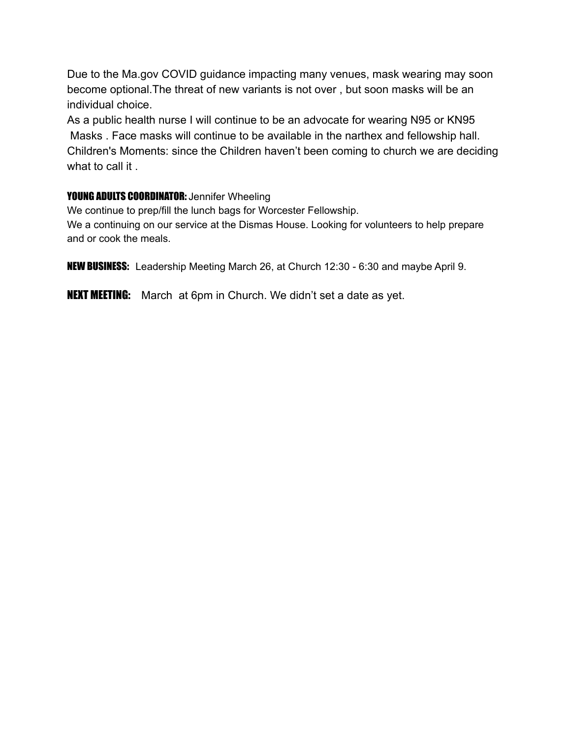Due to the Ma.gov COVID guidance impacting many venues, mask wearing may soon become optional.The threat of new variants is not over , but soon masks will be an individual choice.

As a public health nurse I will continue to be an advocate for wearing N95 or KN95 Masks . Face masks will continue to be available in the narthex and fellowship hall.

Children's Moments: since the Children haven't been coming to church we are deciding what to call it .

**YOUNG ADULTS COORDINATOR:** Jennifer Wheeling

We continue to prep/fill the lunch bags for Worcester Fellowship.

We a continuing on our service at the Dismas House. Looking for volunteers to help prepare and or cook the meals.

**NEW BUSINESS:** Leadership Meeting March 26, at Church 12:30 - 6:30 and maybe April 9.

**NEXT MEETING:** March at 6pm in Church. We didn't set a date as yet.